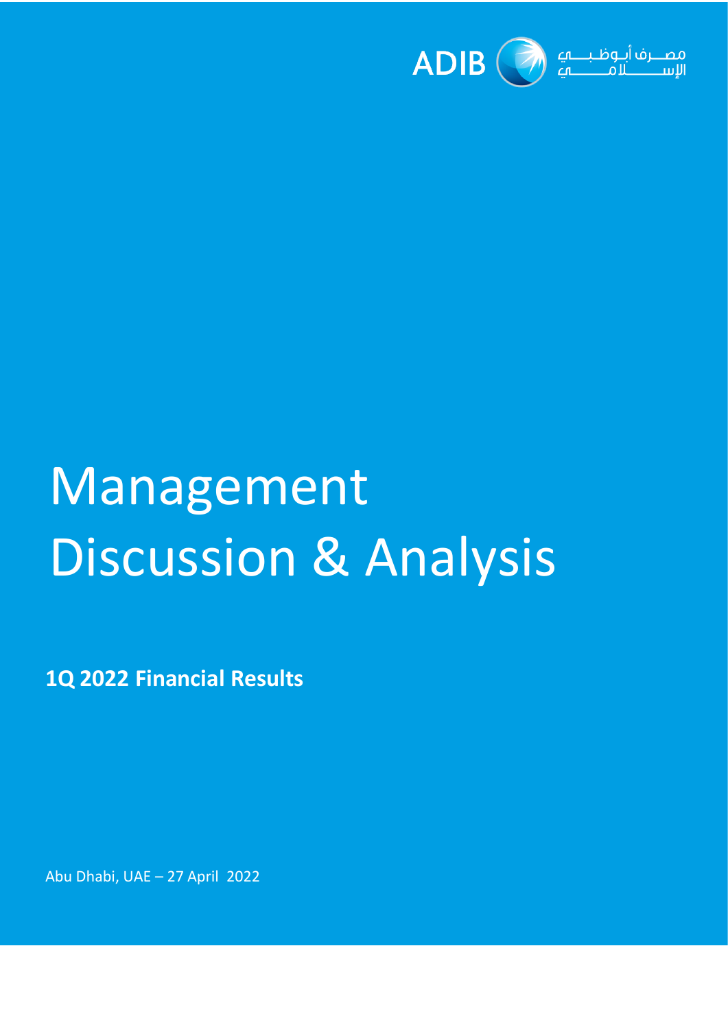ADIB مصرف أبوظبي الإسلامي

# Management Discussion & Analysis

**1Q 2022 Financial Results**

Abu Dhabi, UAE – 27 April 2022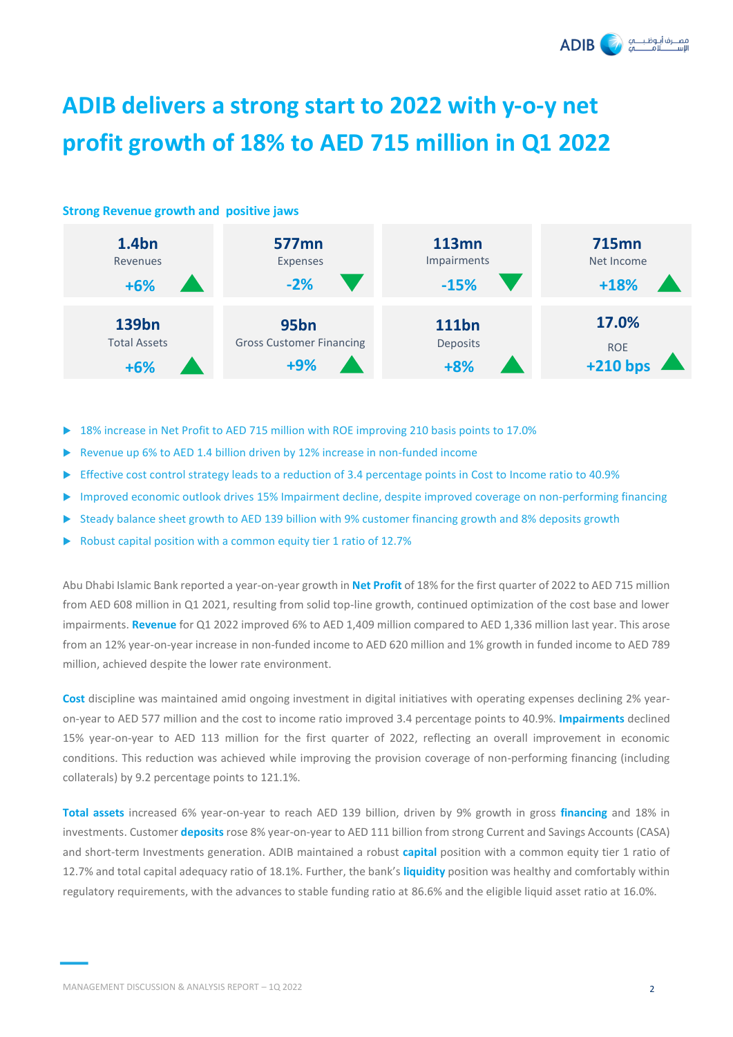# ADIB delivers a strong start to 2022 with y-o-y net profit growth of 18% to AED 715 million in Q1 2022

**Strong Revenue growth and positive jaws**

| 1.4bn Revenues | 577mn Expenses | 113mn Impairments | 715mn Net Income |
|---|---|---|---|
| +6% ▲ | -2% ▼ | -15% ▼ | +18% ▲ |
| **139bn** Total Assets | **95bn** Gross Customer Financing | **111bn** Deposits | **17.0%** ROE |
| +6% ▲ | +9% ▲ | +8% ▲ | +210 bps ▲ |

- 18% increase in Net Profit to AED 715 million with ROE improving 210 basis points to 17.0%
- Revenue up 6% to AED 1.4 billion driven by 12% increase in non-funded income
- Effective cost control strategy leads to a reduction of 3.4 percentage points in Cost to Income ratio to 40.9%
- Improved economic outlook drives 15% Impairment decline, despite improved coverage on non-performing financing
- Steady balance sheet growth to AED 139 billion with 9% customer financing growth and 8% deposits growth
- Robust capital position with a common equity tier 1 ratio of 12.7%

Abu Dhabi Islamic Bank reported a year-on-year growth in **Net Profit** of 18% for the first quarter of 2022 to AED 715 million from AED 608 million in Q1 2021, resulting from solid top-line growth, continued optimization of the cost base and lower impairments. **Revenue** for Q1 2022 improved 6% to AED 1,409 million compared to AED 1,336 million last year. This arose from an 12% year-on-year increase in non-funded income to AED 620 million and 1% growth in funded income to AED 789 million, achieved despite the lower rate environment.

**Cost** discipline was maintained amid ongoing investment in digital initiatives with operating expenses declining 2% year-on-year to AED 577 million and the cost to income ratio improved 3.4 percentage points to 40.9%. **Impairments** declined 15% year-on-year to AED 113 million for the first quarter of 2022, reflecting an overall improvement in economic conditions. This reduction was achieved while improving the provision coverage of non-performing financing (including collaterals) by 9.2 percentage points to 121.1%.

**Total assets** increased 6% year-on-year to reach AED 139 billion, driven by 9% growth in gross **financing** and 18% in investments. Customer **deposits** rose 8% year-on-year to AED 111 billion from strong Current and Savings Accounts (CASA) and short-term Investments generation. ADIB maintained a robust **capital** position with a common equity tier 1 ratio of 12.7% and total capital adequacy ratio of 18.1%. Further, the bank's **liquidity** position was healthy and comfortably within regulatory requirements, with the advances to stable funding ratio at 86.6% and the eligible liquid asset ratio at 16.0%.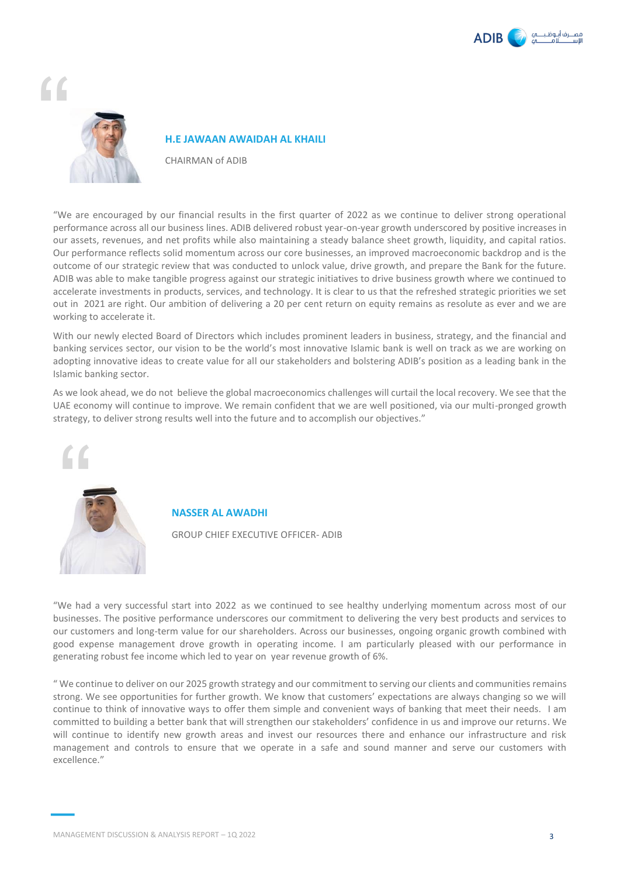### H.E JAWAAN AWAIDAH AL KHAILI

CHAIRMAN of ADIB

"We are encouraged by our financial results in the first quarter of 2022 as we continue to deliver strong operational performance across all our business lines. ADIB delivered robust year-on-year growth underscored by positive increases in our assets, revenues, and net profits while also maintaining a steady balance sheet growth, liquidity, and capital ratios. Our performance reflects solid momentum across our core businesses, an improved macroeconomic backdrop and is the outcome of our strategic review that was conducted to unlock value, drive growth, and prepare the Bank for the future. ADIB was able to make tangible progress against our strategic initiatives to drive business growth where we continued to accelerate investments in products, services, and technology. It is clear to us that the refreshed strategic priorities we set out in 2021 are right. Our ambition of delivering a 20 per cent return on equity remains as resolute as ever and we are working to accelerate it.

With our newly elected Board of Directors which includes prominent leaders in business, strategy, and the financial and banking services sector, our vision to be the world's most innovative Islamic bank is well on track as we are working on adopting innovative ideas to create value for all our stakeholders and bolstering ADIB's position as a leading bank in the Islamic banking sector.

As we look ahead, we do not believe the global macroeconomics challenges will curtail the local recovery. We see that the UAE economy will continue to improve. We remain confident that we are well positioned, via our multi-pronged growth strategy, to deliver strong results well into the future and to accomplish our objectives."

### NASSER AL AWADHI

GROUP CHIEF EXECUTIVE OFFICER- ADIB

"We had a very successful start into 2022 as we continued to see healthy underlying momentum across most of our businesses. The positive performance underscores our commitment to delivering the very best products and services to our customers and long-term value for our shareholders. Across our businesses, ongoing organic growth combined with good expense management drove growth in operating income. I am particularly pleased with our performance in generating robust fee income which led to year on year revenue growth of 6%.

" We continue to deliver on our 2025 growth strategy and our commitment to serving our clients and communities remains strong. We see opportunities for further growth. We know that customers' expectations are always changing so we will continue to think of innovative ways to offer them simple and convenient ways of banking that meet their needs. I am committed to building a better bank that will strengthen our stakeholders' confidence in us and improve our returns. We will continue to identify new growth areas and invest our resources there and enhance our infrastructure and risk management and controls to ensure that we operate in a safe and sound manner and serve our customers with excellence."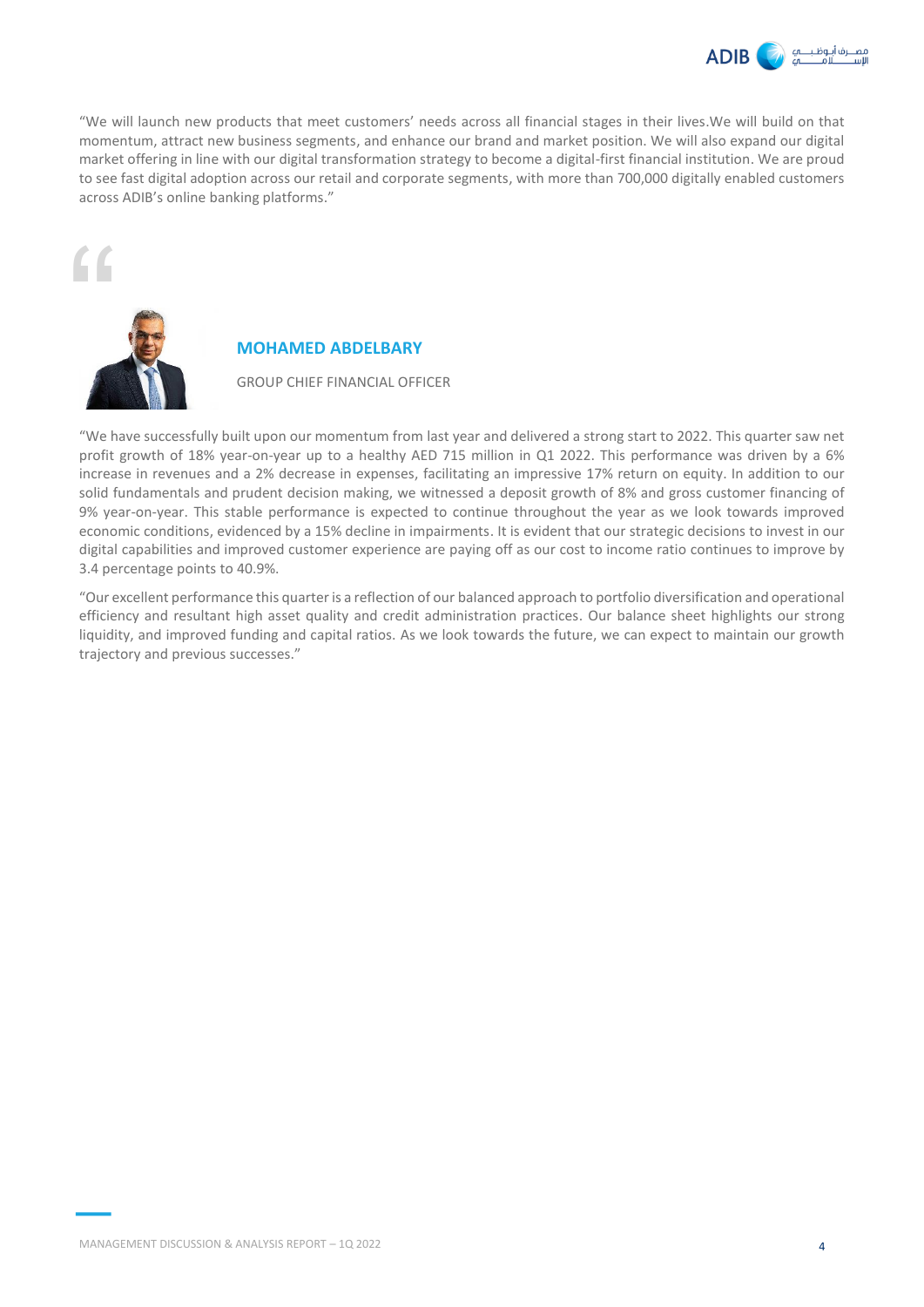"We will launch new products that meet customers' needs across all financial stages in their lives.We will build on that momentum, attract new business segments, and enhance our brand and market position. We will also expand our digital market offering in line with our digital transformation strategy to become a digital-first financial institution. We are proud to see fast digital adoption across our retail and corporate segments, with more than 700,000 digitally enabled customers across ADIB's online banking platforms."

## MOHAMED ABDELBARY

GROUP CHIEF FINANCIAL OFFICER

"We have successfully built upon our momentum from last year and delivered a strong start to 2022. This quarter saw net profit growth of 18% year-on-year up to a healthy AED 715 million in Q1 2022. This performance was driven by a 6% increase in revenues and a 2% decrease in expenses, facilitating an impressive 17% return on equity. In addition to our solid fundamentals and prudent decision making, we witnessed a deposit growth of 8% and gross customer financing of 9% year-on-year. This stable performance is expected to continue throughout the year as we look towards improved economic conditions, evidenced by a 15% decline in impairments. It is evident that our strategic decisions to invest in our digital capabilities and improved customer experience are paying off as our cost to income ratio continues to improve by 3.4 percentage points to 40.9%.

"Our excellent performance this quarter is a reflection of our balanced approach to portfolio diversification and operational efficiency and resultant high asset quality and credit administration practices. Our balance sheet highlights our strong liquidity, and improved funding and capital ratios. As we look towards the future, we can expect to maintain our growth trajectory and previous successes."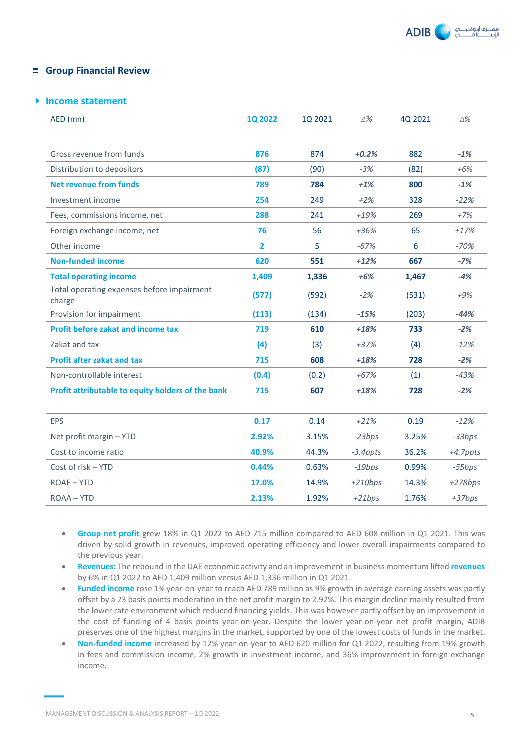## Group Financial Review

### Income statement

| AED (mn) | 1Q 2022 | 1Q 2021 | Δ% | 4Q 2021 | Δ% |
|---|---|---|---|---|---|
| Gross revenue from funds | 876 | 874 | +0.2% | 882 | -1% |
| Distribution to depositors | (87) | (90) | -3% | (82) | +6% |
| **Net revenue from funds** | **789** | **784** | **+1%** | **800** | **-1%** |
| Investment income | 254 | 249 | +2% | 328 | -22% |
| Fees, commissions income, net | 288 | 241 | +19% | 269 | +7% |
| Foreign exchange income, net | 76 | 56 | +36% | 65 | +17% |
| Other income | 2 | 5 | -67% | 6 | -70% |
| **Non-funded income** | **620** | **551** | **+12%** | **667** | **-7%** |
| **Total operating income** | **1,409** | **1,336** | **+6%** | **1,467** | **-4%** |
| Total operating expenses before impairment charge | (577) | (592) | -2% | (531) | +9% |
| Provision for impairment | (113) | (134) | -15% | (203) | -44% |
| **Profit before zakat and income tax** | **719** | **610** | **+18%** | **733** | **-2%** |
| Zakat and tax | (4) | (3) | +37% | (4) | -12% |
| **Profit after zakat and tax** | **715** | **608** | **+18%** | **728** | **-2%** |
| Non-controllable interest | (0.4) | (0.2) | +67% | (1) | -43% |
| **Profit attributable to equity holders of the bank** | **715** | **607** | **+18%** | **728** | **-2%** |
| | | | | | |
| EPS | 0.17 | 0.14 | +21% | 0.19 | -12% |
| Net profit margin – YTD | 2.92% | 3.15% | -23bps | 3.25% | -33bps |
| Cost to income ratio | 40.9% | 44.3% | -3.4ppts | 36.2% | +4.7ppts |
| Cost of risk – YTD | 0.44% | 0.63% | -19bps | 0.99% | -55bps |
| ROAE – YTD | 17.0% | 14.9% | +210bps | 14.3% | +278bps |
| ROAA – YTD | 2.13% | 1.92% | +21bps | 1.76% | +37bps |

- **Group net profit** grew 18% in Q1 2022 to AED 715 million compared to AED 608 million in Q1 2021. This was driven by solid growth in revenues, improved operating efficiency and lower overall impairments compared to the previous year.
- **Revenues:** The rebound in the UAE economic activity and an improvement in business momentum lifted **revenues** by 6% in Q1 2022 to AED 1,409 million versus AED 1,336 million in Q1 2021.
- **Funded income** rose 1% year-on-year to reach AED 789 million as 9% growth in average earning assets was partly offset by a 23 basis points moderation in the net profit margin to 2.92%. This margin decline mainly resulted from the lower rate environment which reduced financing yields. This was however partly offset by an improvement in the cost of funding of 4 basis points year-on-year. Despite the lower year-on-year net profit margin, ADIB preserves one of the highest margins in the market, supported by one of the lowest costs of funds in the market.
- **Non-funded income** increased by 12% year-on-year to AED 620 million for Q1 2022, resulting from 19% growth in fees and commission income, 2% growth in investment income, and 36% improvement in foreign exchange income.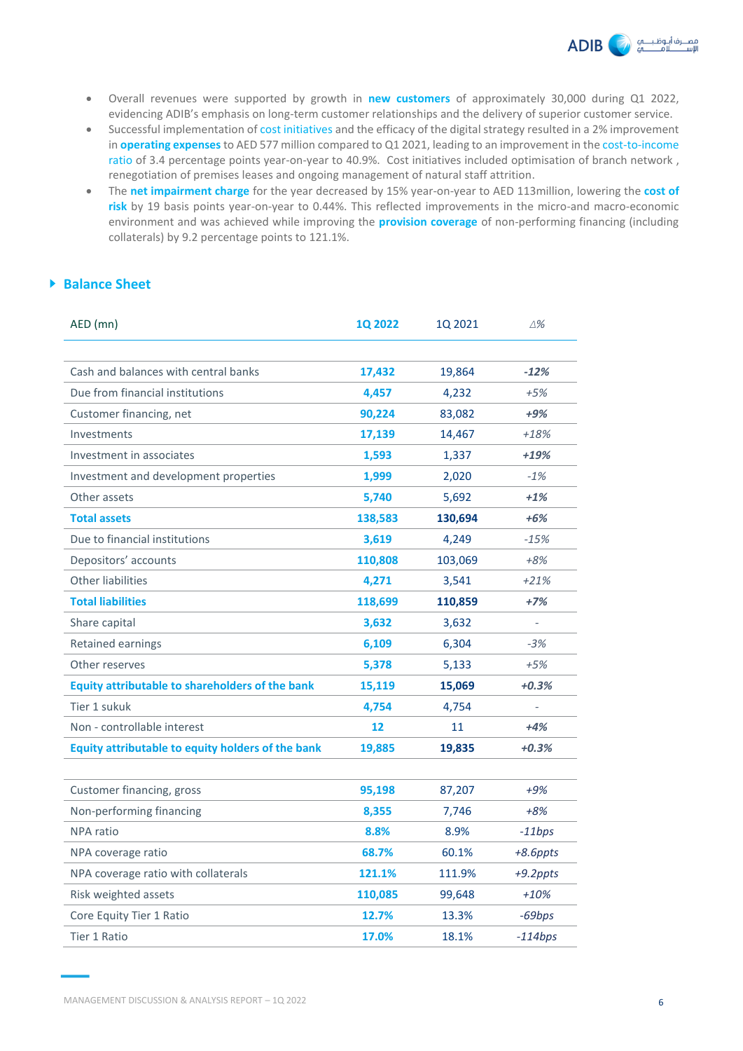- Overall revenues were supported by growth in **new customers** of approximately 30,000 during Q1 2022, evidencing ADIB's emphasis on long-term customer relationships and the delivery of superior customer service.
- Successful implementation of cost initiatives and the efficacy of the digital strategy resulted in a 2% improvement in **operating expenses** to AED 577 million compared to Q1 2021, leading to an improvement in the cost-to-income ratio of 3.4 percentage points year-on-year to 40.9%. Cost initiatives included optimisation of branch network , renegotiation of premises leases and ongoing management of natural staff attrition.
- The **net impairment charge** for the year decreased by 15% year-on-year to AED 113million, lowering the **cost of risk** by 19 basis points year-on-year to 0.44%. This reflected improvements in the micro-and macro-economic environment and was achieved while improving the **provision coverage** of non-performing financing (including collaterals) by 9.2 percentage points to 121.1%.

## Balance Sheet

| AED (mn) | 1Q 2022 | 1Q 2021 | Δ% |
|---|---|---|---|
| Cash and balances with central banks | 17,432 | 19,864 | *-12%* |
| Due from financial institutions | 4,457 | 4,232 | *+5%* |
| Customer financing, net | 90,224 | 83,082 | *+9%* |
| Investments | 17,139 | 14,467 | *+18%* |
| Investment in associates | 1,593 | 1,337 | *+19%* |
| Investment and development properties | 1,999 | 2,020 | *-1%* |
| Other assets | 5,740 | 5,692 | *+1%* |
| **Total assets** | **138,583** | **130,694** | ***+6%*** |
| Due to financial institutions | 3,619 | 4,249 | *-15%* |
| Depositors' accounts | 110,808 | 103,069 | *+8%* |
| Other liabilities | 4,271 | 3,541 | *+21%* |
| **Total liabilities** | **118,699** | **110,859** | ***+7%*** |
| Share capital | 3,632 | 3,632 | - |
| Retained earnings | 6,109 | 6,304 | *-3%* |
| Other reserves | 5,378 | 5,133 | *+5%* |
| **Equity attributable to shareholders of the bank** | **15,119** | **15,069** | ***+0.3%*** |
| Tier 1 sukuk | 4,754 | 4,754 | - |
| Non - controllable interest | 12 | 11 | *+4%* |
| **Equity attributable to equity holders of the bank** | **19,885** | **19,835** | ***+0.3%*** |
| | | | |
| Customer financing, gross | 95,198 | 87,207 | *+9%* |
| Non-performing financing | 8,355 | 7,746 | *+8%* |
| NPA ratio | 8.8% | 8.9% | *-11bps* |
| NPA coverage ratio | 68.7% | 60.1% | *+8.6ppts* |
| NPA coverage ratio with collaterals | 121.1% | 111.9% | *+9.2ppts* |
| Risk weighted assets | 110,085 | 99,648 | *+10%* |
| Core Equity Tier 1 Ratio | 12.7% | 13.3% | *-69bps* |
| Tier 1 Ratio | 17.0% | 18.1% | *-114bps* |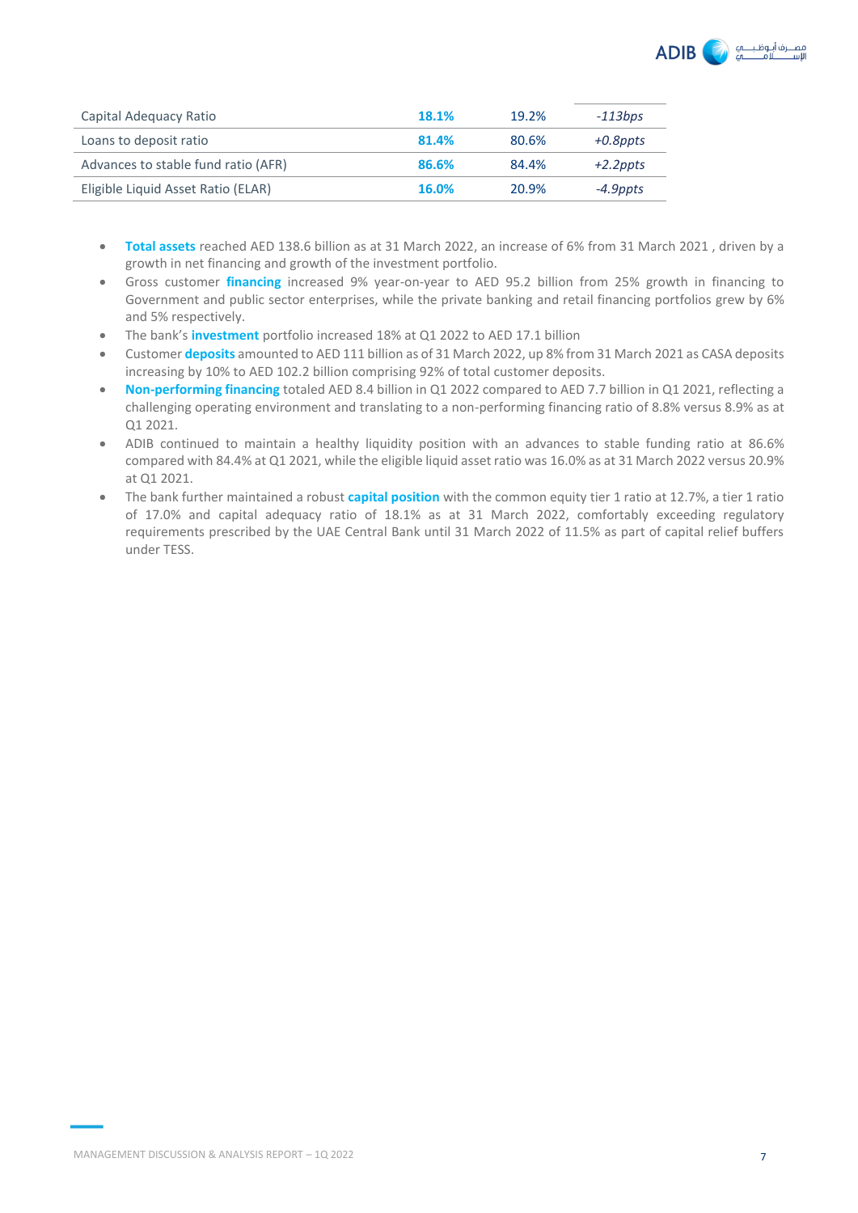| | | | |
|---|---|---|---|
| Capital Adequacy Ratio | **18.1%** | 19.2% | *-113bps* |
| Loans to deposit ratio | **81.4%** | 80.6% | *+0.8ppts* |
| Advances to stable fund ratio (AFR) | **86.6%** | 84.4% | *+2.2ppts* |
| Eligible Liquid Asset Ratio (ELAR) | **16.0%** | 20.9% | *-4.9ppts* |

- **Total assets** reached AED 138.6 billion as at 31 March 2022, an increase of 6% from 31 March 2021 , driven by a growth in net financing and growth of the investment portfolio.
- Gross customer **financing** increased 9% year-on-year to AED 95.2 billion from 25% growth in financing to Government and public sector enterprises, while the private banking and retail financing portfolios grew by 6% and 5% respectively.
- The bank's **investment** portfolio increased 18% at Q1 2022 to AED 17.1 billion
- Customer **deposits** amounted to AED 111 billion as of 31 March 2022, up 8% from 31 March 2021 as CASA deposits increasing by 10% to AED 102.2 billion comprising 92% of total customer deposits.
- **Non-performing financing** totaled AED 8.4 billion in Q1 2022 compared to AED 7.7 billion in Q1 2021, reflecting a challenging operating environment and translating to a non-performing financing ratio of 8.8% versus 8.9% as at Q1 2021.
- ADIB continued to maintain a healthy liquidity position with an advances to stable funding ratio at 86.6% compared with 84.4% at Q1 2021, while the eligible liquid asset ratio was 16.0% as at 31 March 2022 versus 20.9% at Q1 2021.
- The bank further maintained a robust **capital position** with the common equity tier 1 ratio at 12.7%, a tier 1 ratio of 17.0% and capital adequacy ratio of 18.1% as at 31 March 2022, comfortably exceeding regulatory requirements prescribed by the UAE Central Bank until 31 March 2022 of 11.5% as part of capital relief buffers under TESS.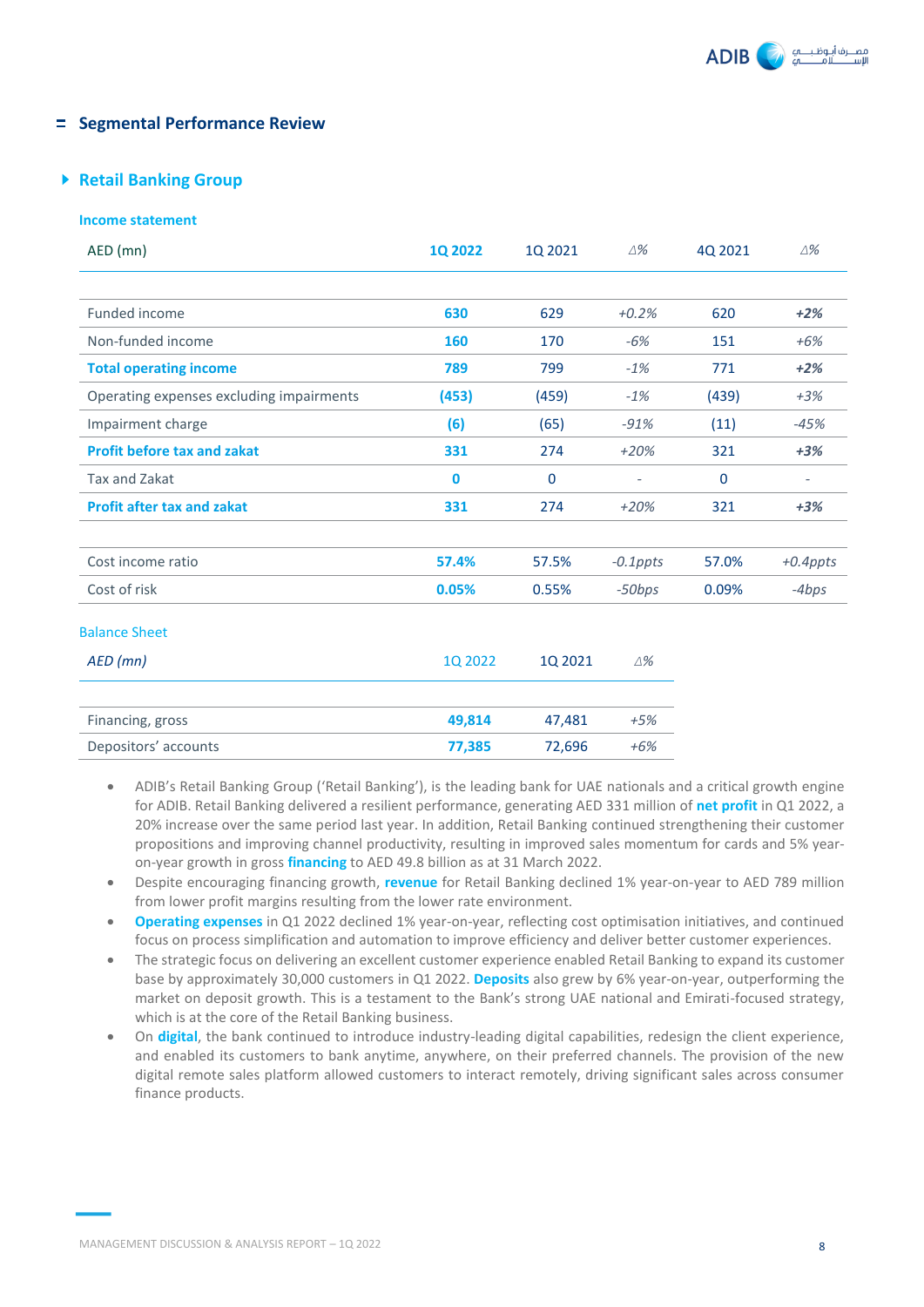## Segmental Performance Review

### Retail Banking Group

#### Income statement

| AED (mn) | 1Q 2022 | 1Q 2021 | Δ% | 4Q 2021 | Δ% |
|---|---|---|---|---|---|
| Funded income | 630 | 629 | +0.2% | 620 | +2% |
| Non-funded income | 160 | 170 | -6% | 151 | +6% |
| **Total operating income** | **789** | 799 | -1% | 771 | +2% |
| Operating expenses excluding impairments | (453) | (459) | -1% | (439) | +3% |
| Impairment charge | (6) | (65) | -91% | (11) | -45% |
| **Profit before tax and zakat** | **331** | 274 | +20% | 321 | +3% |
| Tax and Zakat | 0 | 0 | - | 0 | - |
| **Profit after tax and zakat** | **331** | 274 | +20% | 321 | +3% |
| Cost income ratio | 57.4% | 57.5% | -0.1ppts | 57.0% | +0.4ppts |
| Cost of risk | 0.05% | 0.55% | -50bps | 0.09% | -4bps |

#### Balance Sheet

| AED (mn) | 1Q 2022 | 1Q 2021 | Δ% |
|---|---|---|---|
| Financing, gross | 49,814 | 47,481 | +5% |
| Depositors' accounts | 77,385 | 72,696 | +6% |

- ADIB's Retail Banking Group ('Retail Banking'), is the leading bank for UAE nationals and a critical growth engine for ADIB. Retail Banking delivered a resilient performance, generating AED 331 million of **net profit** in Q1 2022, a 20% increase over the same period last year. In addition, Retail Banking continued strengthening their customer propositions and improving channel productivity, resulting in improved sales momentum for cards and 5% year-on-year growth in gross **financing** to AED 49.8 billion as at 31 March 2022.
- Despite encouraging financing growth, **revenue** for Retail Banking declined 1% year-on-year to AED 789 million from lower profit margins resulting from the lower rate environment.
- **Operating expenses** in Q1 2022 declined 1% year-on-year, reflecting cost optimisation initiatives, and continued focus on process simplification and automation to improve efficiency and deliver better customer experiences.
- The strategic focus on delivering an excellent customer experience enabled Retail Banking to expand its customer base by approximately 30,000 customers in Q1 2022. **Deposits** also grew by 6% year-on-year, outperforming the market on deposit growth. This is a testament to the Bank's strong UAE national and Emirati-focused strategy, which is at the core of the Retail Banking business.
- On **digital**, the bank continued to introduce industry-leading digital capabilities, redesign the client experience, and enabled its customers to bank anytime, anywhere, on their preferred channels. The provision of the new digital remote sales platform allowed customers to interact remotely, driving significant sales across consumer finance products.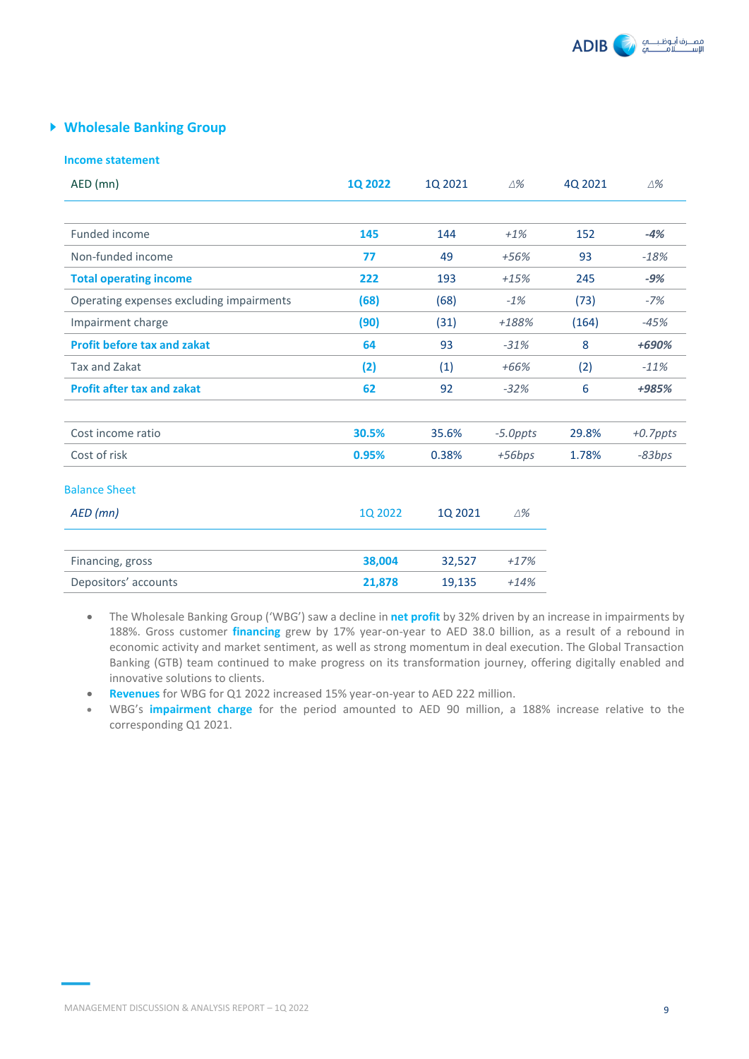## Wholesale Banking Group

### Income statement

| AED (mn) | 1Q 2022 | 1Q 2021 | Δ% | 4Q 2021 | Δ% |
|---|---|---|---|---|---|
| Funded income | 145 | 144 | +1% | 152 | -4% |
| Non-funded income | 77 | 49 | +56% | 93 | -18% |
| **Total operating income** | 222 | 193 | +15% | 245 | -9% |
| Operating expenses excluding impairments | (68) | (68) | -1% | (73) | -7% |
| Impairment charge | (90) | (31) | +188% | (164) | -45% |
| **Profit before tax and zakat** | 64 | 93 | -31% | 8 | +690% |
| Tax and Zakat | (2) | (1) | +66% | (2) | -11% |
| **Profit after tax and zakat** | 62 | 92 | -32% | 6 | +985% |
| | | | | | |
| Cost income ratio | 30.5% | 35.6% | -5.0ppts | 29.8% | +0.7ppts |
| Cost of risk | 0.95% | 0.38% | +56bps | 1.78% | -83bps |

### Balance Sheet

| AED (mn) | 1Q 2022 | 1Q 2021 | Δ% |
|---|---|---|---|
| Financing, gross | 38,004 | 32,527 | +17% |
| Depositors' accounts | 21,878 | 19,135 | +14% |

- The Wholesale Banking Group ('WBG') saw a decline in **net profit** by 32% driven by an increase in impairments by 188%. Gross customer **financing** grew by 17% year-on-year to AED 38.0 billion, as a result of a rebound in economic activity and market sentiment, as well as strong momentum in deal execution. The Global Transaction Banking (GTB) team continued to make progress on its transformation journey, offering digitally enabled and innovative solutions to clients.
- **Revenues** for WBG for Q1 2022 increased 15% year-on-year to AED 222 million.
- WBG's **impairment charge** for the period amounted to AED 90 million, a 188% increase relative to the corresponding Q1 2021.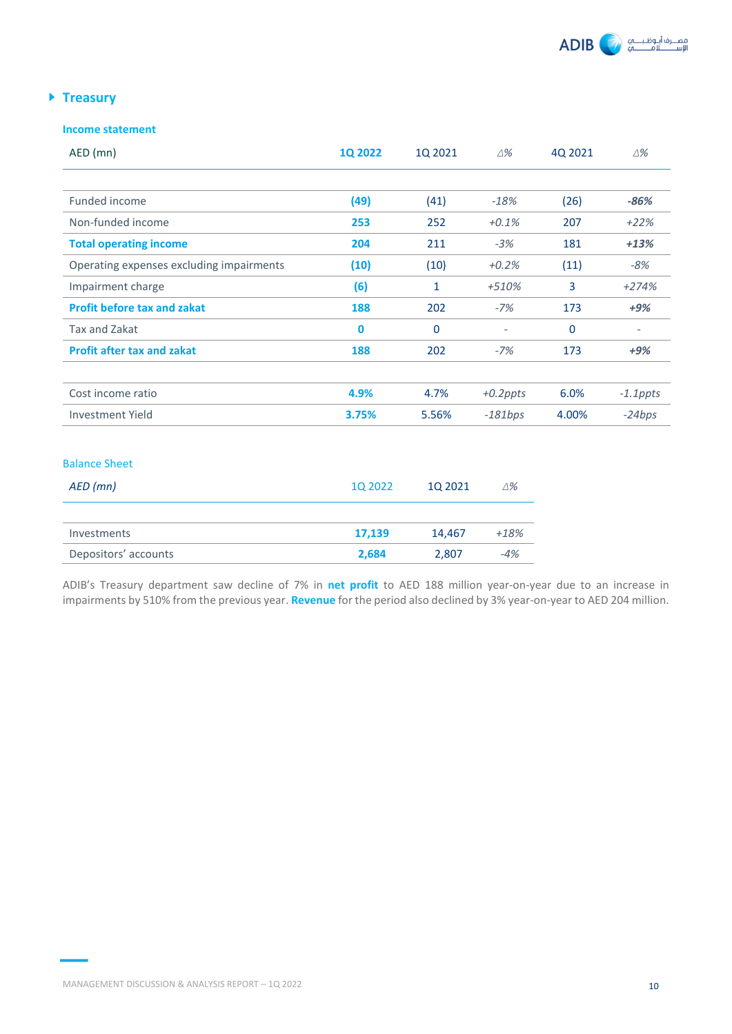## Treasury

### Income statement

| AED (mn) | **1Q 2022** | 1Q 2021 | Δ% | 4Q 2021 | Δ% |
|---|---|---|---|---|---|
| Funded income | **(49)** | (41) | *-18%* | (26) | ***-86%*** |
| Non-funded income | **253** | 252 | *+0.1%* | 207 | *+22%* |
| **Total operating income** | **204** | 211 | *-3%* | 181 | ***+13%*** |
| Operating expenses excluding impairments | **(10)** | (10) | *+0.2%* | (11) | *-8%* |
| Impairment charge | **(6)** | 1 | *+510%* | 3 | *+274%* |
| **Profit before tax and zakat** | **188** | 202 | *-7%* | 173 | ***+9%*** |
| Tax and Zakat | **0** | 0 | - | 0 | - |
| **Profit after tax and zakat** | **188** | 202 | *-7%* | 173 | ***+9%*** |
| | | | | | |
| Cost income ratio | **4.9%** | 4.7% | *+0.2ppts* | 6.0% | *-1.1ppts* |
| Investment Yield | **3.75%** | 5.56% | *-181bps* | 4.00% | *-24bps* |

### Balance Sheet

| *AED (mn)* | 1Q 2022 | 1Q 2021 | Δ% |
|---|---|---|---|
| Investments | **17,139** | 14,467 | *+18%* |
| Depositors' accounts | **2,684** | 2,807 | *-4%* |

ADIB's Treasury department saw decline of 7% in **net profit** to AED 188 million year-on-year due to an increase in impairments by 510% from the previous year. **Revenue** for the period also declined by 3% year-on-year to AED 204 million.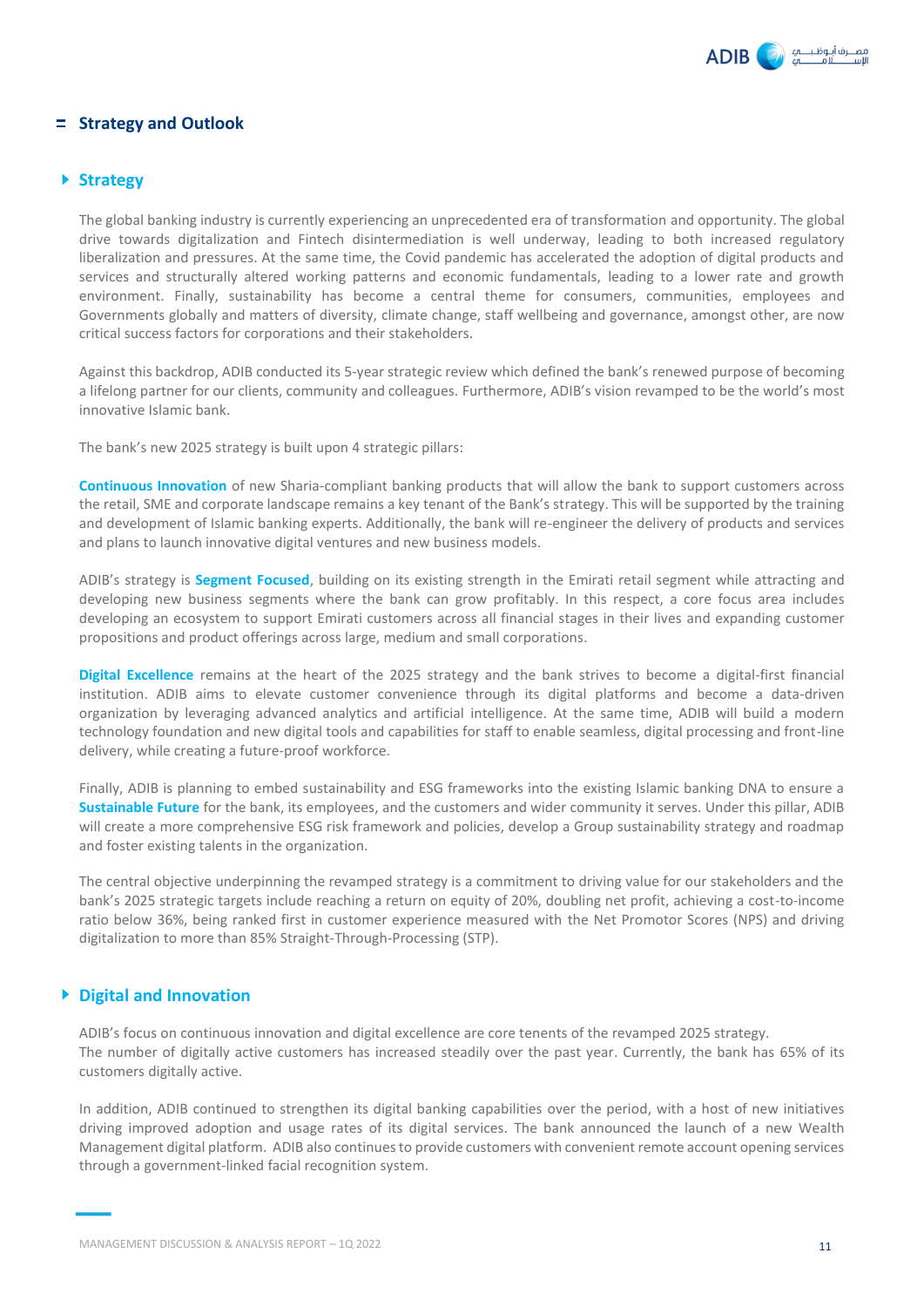## Strategy and Outlook

### Strategy

The global banking industry is currently experiencing an unprecedented era of transformation and opportunity. The global drive towards digitalization and Fintech disintermediation is well underway, leading to both increased regulatory liberalization and pressures. At the same time, the Covid pandemic has accelerated the adoption of digital products and services and structurally altered working patterns and economic fundamentals, leading to a lower rate and growth environment. Finally, sustainability has become a central theme for consumers, communities, employees and Governments globally and matters of diversity, climate change, staff wellbeing and governance, amongst other, are now critical success factors for corporations and their stakeholders.

Against this backdrop, ADIB conducted its 5-year strategic review which defined the bank's renewed purpose of becoming a lifelong partner for our clients, community and colleagues. Furthermore, ADIB's vision revamped to be the world's most innovative Islamic bank.

The bank's new 2025 strategy is built upon 4 strategic pillars:

**Continuous Innovation** of new Sharia-compliant banking products that will allow the bank to support customers across the retail, SME and corporate landscape remains a key tenant of the Bank's strategy. This will be supported by the training and development of Islamic banking experts. Additionally, the bank will re-engineer the delivery of products and services and plans to launch innovative digital ventures and new business models.

ADIB's strategy is **Segment Focused**, building on its existing strength in the Emirati retail segment while attracting and developing new business segments where the bank can grow profitably. In this respect, a core focus area includes developing an ecosystem to support Emirati customers across all financial stages in their lives and expanding customer propositions and product offerings across large, medium and small corporations.

**Digital Excellence** remains at the heart of the 2025 strategy and the bank strives to become a digital-first financial institution. ADIB aims to elevate customer convenience through its digital platforms and become a data-driven organization by leveraging advanced analytics and artificial intelligence. At the same time, ADIB will build a modern technology foundation and new digital tools and capabilities for staff to enable seamless, digital processing and front-line delivery, while creating a future-proof workforce.

Finally, ADIB is planning to embed sustainability and ESG frameworks into the existing Islamic banking DNA to ensure a **Sustainable Future** for the bank, its employees, and the customers and wider community it serves. Under this pillar, ADIB will create a more comprehensive ESG risk framework and policies, develop a Group sustainability strategy and roadmap and foster existing talents in the organization.

The central objective underpinning the revamped strategy is a commitment to driving value for our stakeholders and the bank's 2025 strategic targets include reaching a return on equity of 20%, doubling net profit, achieving a cost-to-income ratio below 36%, being ranked first in customer experience measured with the Net Promotor Scores (NPS) and driving digitalization to more than 85% Straight-Through-Processing (STP).

### Digital and Innovation

ADIB's focus on continuous innovation and digital excellence are core tenents of the revamped 2025 strategy.
The number of digitally active customers has increased steadily over the past year. Currently, the bank has 65% of its customers digitally active.

In addition, ADIB continued to strengthen its digital banking capabilities over the period, with a host of new initiatives driving improved adoption and usage rates of its digital services. The bank announced the launch of a new Wealth Management digital platform. ADIB also continues to provide customers with convenient remote account opening services through a government-linked facial recognition system.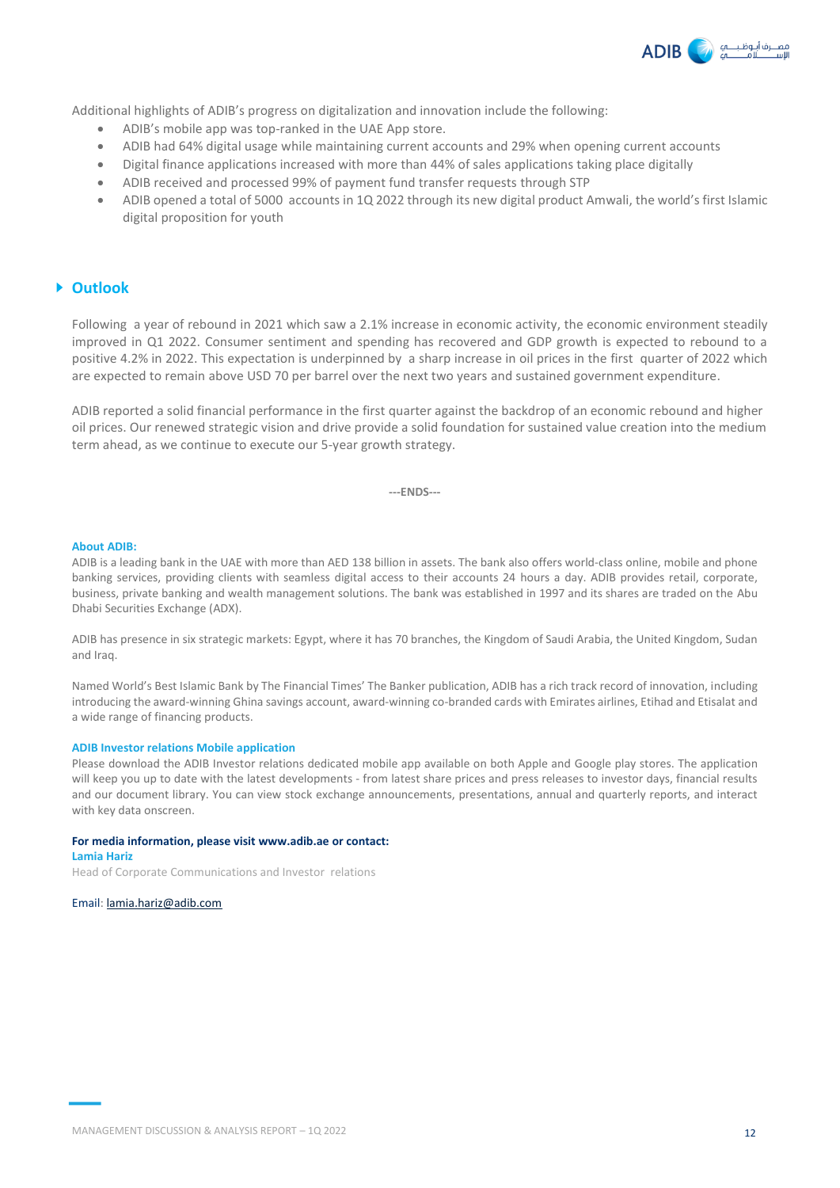Additional highlights of ADIB's progress on digitalization and innovation include the following:

- ADIB's mobile app was top-ranked in the UAE App store.
- ADIB had 64% digital usage while maintaining current accounts and 29% when opening current accounts
- Digital finance applications increased with more than 44% of sales applications taking place digitally
- ADIB received and processed 99% of payment fund transfer requests through STP
- ADIB opened a total of 5000 accounts in 1Q 2022 through its new digital product Amwali, the world's first Islamic digital proposition for youth

## Outlook

Following a year of rebound in 2021 which saw a 2.1% increase in economic activity, the economic environment steadily improved in Q1 2022. Consumer sentiment and spending has recovered and GDP growth is expected to rebound to a positive 4.2% in 2022. This expectation is underpinned by a sharp increase in oil prices in the first quarter of 2022 which are expected to remain above USD 70 per barrel over the next two years and sustained government expenditure.

ADIB reported a solid financial performance in the first quarter against the backdrop of an economic rebound and higher oil prices. Our renewed strategic vision and drive provide a solid foundation for sustained value creation into the medium term ahead, as we continue to execute our 5-year growth strategy.

**---ENDS---**

**About ADIB:**

ADIB is a leading bank in the UAE with more than AED 138 billion in assets. The bank also offers world-class online, mobile and phone banking services, providing clients with seamless digital access to their accounts 24 hours a day. ADIB provides retail, corporate, business, private banking and wealth management solutions. The bank was established in 1997 and its shares are traded on the Abu Dhabi Securities Exchange (ADX).

ADIB has presence in six strategic markets: Egypt, where it has 70 branches, the Kingdom of Saudi Arabia, the United Kingdom, Sudan and Iraq.

Named World's Best Islamic Bank by The Financial Times' The Banker publication, ADIB has a rich track record of innovation, including introducing the award-winning Ghina savings account, award-winning co-branded cards with Emirates airlines, Etihad and Etisalat and a wide range of financing products.

**ADIB Investor relations Mobile application**

Please download the ADIB Investor relations dedicated mobile app available on both Apple and Google play stores. The application will keep you up to date with the latest developments - from latest share prices and press releases to investor days, financial results and our document library. You can view stock exchange announcements, presentations, annual and quarterly reports, and interact with key data onscreen.

**For media information, please visit www.adib.ae or contact:**

**Lamia Hariz**

Head of Corporate Communications and Investor relations

Email: lamia.hariz@adib.com